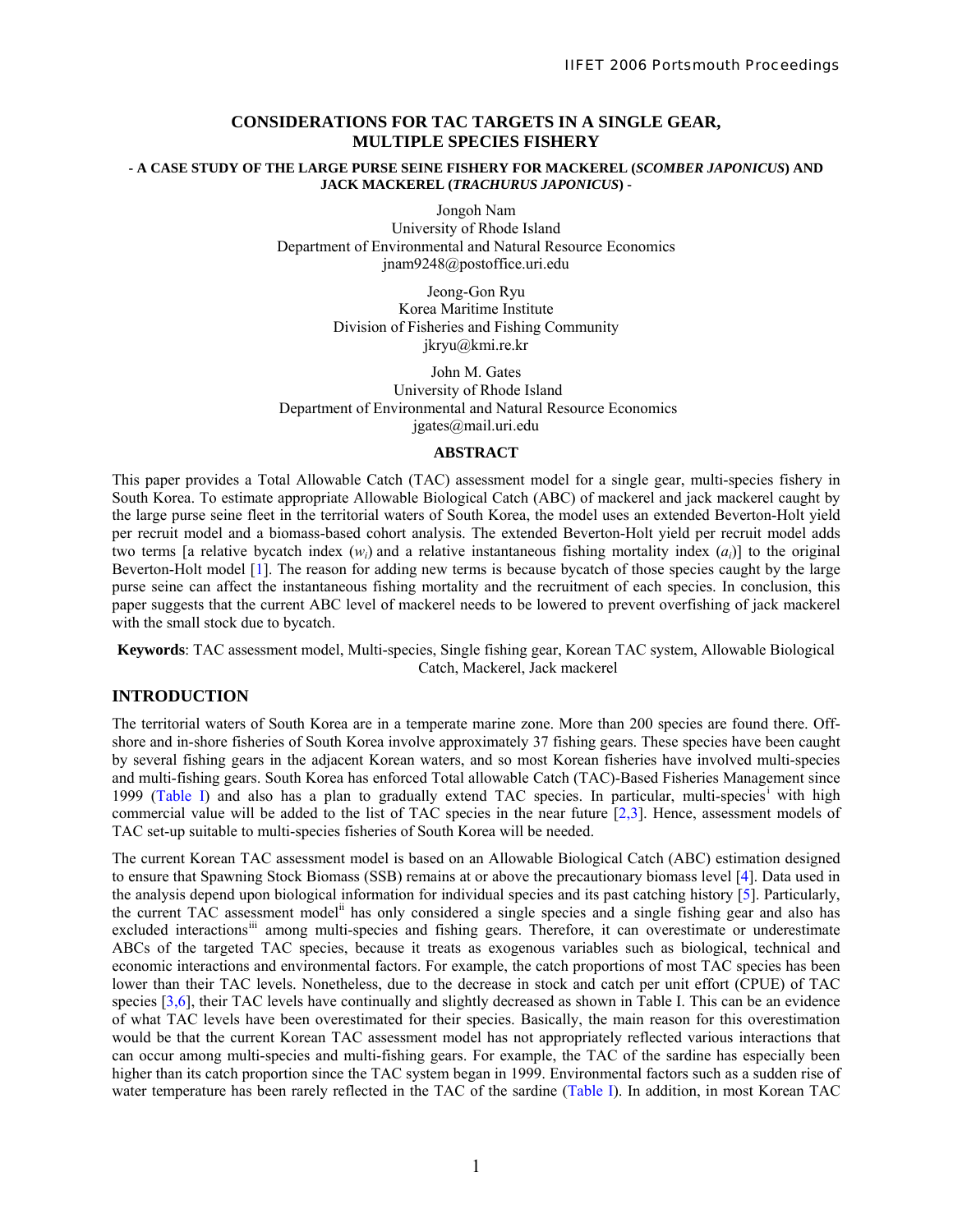# CONSIDERATIONS FOR TAC TARGETS IN A SINGLE GEAR, MULTIPLE SPECIES FISHERY

**- A CASE STUDY OF THE LARGE PURSE SEINE FISHERY FOR MACKEREL (*SCOMBER JAPONICUS*) AND JACK MACKEREL (*TRACHURUS JAPONICUS*) -**

Jongoh Nam
University of Rhode Island
Department of Environmental and Natural Resource Economics
jnam9248@postoffice.uri.edu

Jeong-Gon Ryu
Korea Maritime Institute
Division of Fisheries and Fishing Community
jkryu@kmi.re.kr

John M. Gates
University of Rhode Island
Department of Environmental and Natural Resource Economics
jgates@mail.uri.edu

## ABSTRACT

This paper provides a Total Allowable Catch (TAC) assessment model for a single gear, multi-species fishery in South Korea. To estimate appropriate Allowable Biological Catch (ABC) of mackerel and jack mackerel caught by the large purse seine fleet in the territorial waters of South Korea, the model uses an extended Beverton-Holt yield per recruit model and a biomass-based cohort analysis. The extended Beverton-Holt yield per recruit model adds two terms [a relative bycatch index ($w_i$) and a relative instantaneous fishing mortality index ($a_i$)] to the original Beverton-Holt model [1]. The reason for adding new terms is because bycatch of those species caught by the large purse seine can affect the instantaneous fishing mortality and the recruitment of each species. In conclusion, this paper suggests that the current ABC level of mackerel needs to be lowered to prevent overfishing of jack mackerel with the small stock due to bycatch.

**Keywords**: TAC assessment model, Multi-species, Single fishing gear, Korean TAC system, Allowable Biological Catch, Mackerel, Jack mackerel

## INTRODUCTION

The territorial waters of South Korea are in a temperate marine zone. More than 200 species are found there. Off-shore and in-shore fisheries of South Korea involve approximately 37 fishing gears. These species have been caught by several fishing gears in the adjacent Korean waters, and so most Korean fisheries have involved multi-species and multi-fishing gears. South Korea has enforced Total allowable Catch (TAC)-Based Fisheries Management since 1999 (Table I) and also has a plan to gradually extend TAC species. In particular, multi-species[i] with high commercial value will be added to the list of TAC species in the near future [2,3]. Hence, assessment models of TAC set-up suitable to multi-species fisheries of South Korea will be needed.

The current Korean TAC assessment model is based on an Allowable Biological Catch (ABC) estimation designed to ensure that Spawning Stock Biomass (SSB) remains at or above the precautionary biomass level [4]. Data used in the analysis depend upon biological information for individual species and its past catching history [5]. Particularly, the current TAC assessment model[ii] has only considered a single species and a single fishing gear and also has excluded interactions[iii] among multi-species and fishing gears. Therefore, it can overestimate or underestimate ABCs of the targeted TAC species, because it treats as exogenous variables such as biological, technical and economic interactions and environmental factors. For example, the catch proportions of most TAC species has been lower than their TAC levels. Nonetheless, due to the decrease in stock and catch per unit effort (CPUE) of TAC species [3,6], their TAC levels have continually and slightly decreased as shown in Table I. This can be an evidence of what TAC levels have been overestimated for their species. Basically, the main reason for this overestimation would be that the current Korean TAC assessment model has not appropriately reflected various interactions that can occur among multi-species and multi-fishing gears. For example, the TAC of the sardine has especially been higher than its catch proportion since the TAC system began in 1999. Environmental factors such as a sudden rise of water temperature has been rarely reflected in the TAC of the sardine (Table I). In addition, in most Korean TAC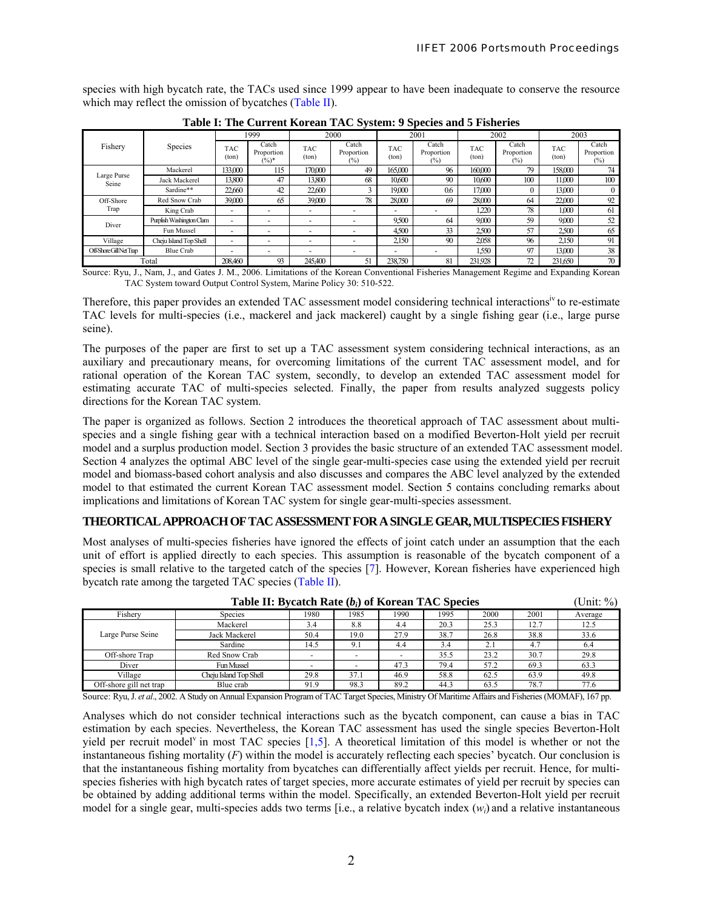species with high bycatch rate, the TACs used since 1999 appear to have been inadequate to conserve the resource which may reflect the omission of bycatches (Table II).

**Table I: The Current Korean TAC System: 9 Species and 5 Fisheries**

| Fishery | Species | 1999 | | 2000 | | 2001 | | 2002 | | 2003 | |
|---|---|---|---|---|---|---|---|---|---|---|---|
| | | TAC (ton) | Catch Proportion (%)* | TAC (ton) | Catch Proportion (%) | TAC (ton) | Catch Proportion (%) | TAC (ton) | Catch Proportion (%) | TAC (ton) | Catch Proportion (%) |
| Large Purse Seine | Mackerel | 133,000 | 115 | 170,000 | 49 | 165,000 | 96 | 160,000 | 79 | 158,000 | 74 |
| | Jack Mackerel | 13,800 | 47 | 13,800 | 68 | 10,600 | 90 | 10,600 | 100 | 11,000 | 100 |
| | Sardine** | 22,660 | 42 | 22,600 | 3 | 19,000 | 0.6 | 17,000 | 0 | 13,000 | 0 |
| Off-Shore Trap | Red Snow Crab | 39,000 | 65 | 39,000 | 78 | 28,000 | 69 | 28,000 | 64 | 22,000 | 92 |
| | King Crab | - | - | - | - | - | - | 1,220 | 78 | 1,000 | 61 |
| Diver | Purplish Washington Clam | - | - | - | - | 9,500 | 64 | 9,000 | 59 | 9,000 | 52 |
| | Fun Mussel | - | - | - | - | 4,500 | 33 | 2,500 | 57 | 2,500 | 65 |
| Village | Cheju Island Top Shell | - | - | - | - | 2,150 | 90 | 2,058 | 96 | 2,150 | 91 |
| Off-Shore Gill Net Trap | Blue Crab | - | - | - | - | - | - | 1,550 | 97 | 13,000 | 38 |
| Total | | 208,460 | 93 | 245,400 | 51 | 238,750 | 81 | 231,928 | 72 | 231,650 | 70 |

Source: Ryu, J., Nam, J., and Gates J. M., 2006. Limitations of the Korean Conventional Fisheries Management Regime and Expanding Korean TAC System toward Output Control System, Marine Policy 30: 510-522.

Therefore, this paper provides an extended TAC assessment model considering technical interactions[iv] to re-estimate TAC levels for multi-species (i.e., mackerel and jack mackerel) caught by a single fishing gear (i.e., large purse seine).

The purposes of the paper are first to set up a TAC assessment system considering technical interactions, as an auxiliary and precautionary means, for overcoming limitations of the current TAC assessment model, and for rational operation of the Korean TAC system, secondly, to develop an extended TAC assessment model for estimating accurate TAC of multi-species selected. Finally, the paper from results analyzed suggests policy directions for the Korean TAC system.

The paper is organized as follows. Section 2 introduces the theoretical approach of TAC assessment about multi-species and a single fishing gear with a technical interaction based on a modified Beverton-Holt yield per recruit model and a surplus production model. Section 3 provides the basic structure of an extended TAC assessment model. Section 4 analyzes the optimal ABC level of the single gear-multi-species case using the extended yield per recruit model and biomass-based cohort analysis and also discusses and compares the ABC level analyzed by the extended model to that estimated the current Korean TAC assessment model. Section 5 contains concluding remarks about implications and limitations of Korean TAC system for single gear-multi-species assessment.

## THEORTICAL APPROACH OF TAC ASSESSMENT FOR A SINGLE GEAR, MULTISPECIES FISHERY

Most analyses of multi-species fisheries have ignored the effects of joint catch under an assumption that the each unit of effort is applied directly to each species. This assumption is reasonable of the bycatch component of a species is small relative to the targeted catch of the species [7]. However, Korean fisheries have experienced high bycatch rate among the targeted TAC species (Table II).

**Table II: Bycatch Rate ($b_i$) of Korean TAC Species** (Unit: %)

| Fishery | Species | 1980 | 1985 | 1990 | 1995 | 2000 | 2001 | Average |
|---|---|---|---|---|---|---|---|---|
| Large Purse Seine | Mackerel | 3.4 | 8.8 | 4.4 | 20.3 | 25.3 | 12.7 | 12.5 |
| | Jack Mackerel | 50.4 | 19.0 | 27.9 | 38.7 | 26.8 | 38.8 | 33.6 |
| | Sardine | 14.5 | 9.1 | 4.4 | 3.4 | 2.1 | 4.7 | 6.4 |
| Off-shore Trap | Red Snow Crab | - | - | - | 35.5 | 23.2 | 30.7 | 29.8 |
| Diver | Fun Mussel | - | - | 47.3 | 79.4 | 57.2 | 69.3 | 63.3 |
| Village | Cheju Island Top Shell | 29.8 | 37.1 | 46.9 | 58.8 | 62.5 | 63.9 | 49.8 |
| Off-shore gill net trap | Blue crab | 91.9 | 98.3 | 89.2 | 44.3 | 63.5 | 78.7 | 77.6 |

Source: Ryu, J. *et al*., 2002. A Study on Annual Expansion Program of TAC Target Species, Ministry Of Maritime Affairs and Fisheries (MOMAF), 167 pp.

Analyses which do not consider technical interactions such as the bycatch component, can cause a bias in TAC estimation by each species. Nevertheless, the Korean TAC assessment has used the single species Beverton-Holt yield per recruit model[v] in most TAC species [1,5]. A theoretical limitation of this model is whether or not the instantaneous fishing mortality ($F$) within the model is accurately reflecting each species' bycatch. Our conclusion is that the instantaneous fishing mortality from bycatches can differentially affect yields per recruit. Hence, for multi-species fisheries with high bycatch rates of target species, more accurate estimates of yield per recruit by species can be obtained by adding additional terms within the model. Specifically, an extended Beverton-Holt yield per recruit model for a single gear, multi-species adds two terms [i.e., a relative bycatch index ($w_i$) and a relative instantaneous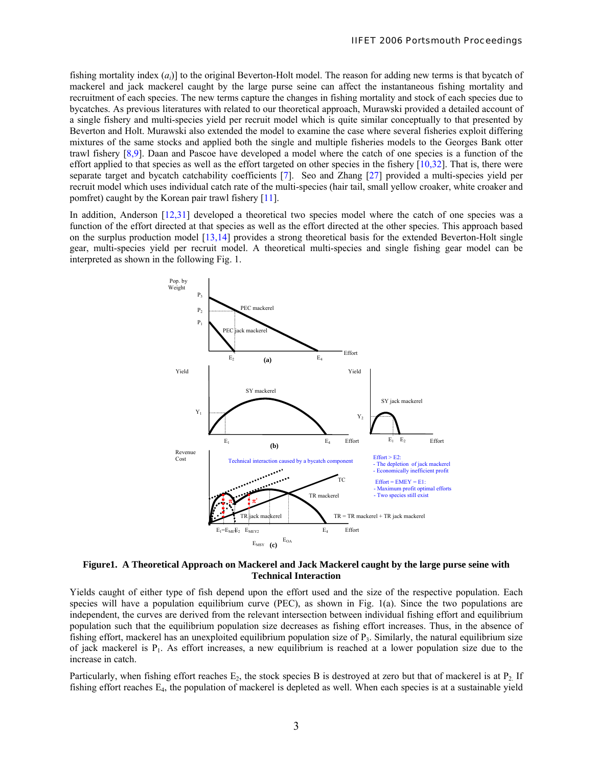fishing mortality index ($a_i$)] to the original Beverton-Holt model. The reason for adding new terms is that bycatch of mackerel and jack mackerel caught by the large purse seine can affect the instantaneous fishing mortality and recruitment of each species. The new terms capture the changes in fishing mortality and stock of each species due to bycatches. As previous literatures with related to our theoretical approach, Murawski provided a detailed account of a single fishery and multi-species yield per recruit model which is quite similar conceptually to that presented by Beverton and Holt. Murawski also extended the model to examine the case where several fisheries exploit differing mixtures of the same stocks and applied both the single and multiple fisheries models to the Georges Bank otter trawl fishery [8,9]. Daan and Pascoe have developed a model where the catch of one species is a function of the effort applied to that species as well as the effort targeted on other species in the fishery [10,32]. That is, there were separate target and bycatch catchability coefficients [7]. Seo and Zhang [27] provided a multi-species yield per recruit model which uses individual catch rate of the multi-species (hair tail, small yellow croaker, white croaker and pomfret) caught by the Korean pair trawl fishery [11].

In addition, Anderson [12,31] developed a theoretical two species model where the catch of one species was a function of the effort directed at that species as well as the effort directed at the other species. This approach based on the surplus production model [13,14] provides a strong theoretical basis for the extended Beverton-Holt single gear, multi-species yield per recruit model. A theoretical multi-species and single fishing gear model can be interpreted as shown in the following Fig. 1.

**Figure1. A Theoretical Approach on Mackerel and Jack Mackerel caught by the large purse seine with Technical Interaction**

Yields caught of either type of fish depend upon the effort used and the size of the respective population. Each species will have a population equilibrium curve (PEC), as shown in Fig. 1(a). Since the two populations are independent, the curves are derived from the relevant intersection between individual fishing effort and equilibrium population such that the equilibrium population size decreases as fishing effort increases. Thus, in the absence of fishing effort, mackerel has an unexploited equilibrium population size of $P_3$. Similarly, the natural equilibrium size of jack mackerel is $P_1$. As effort increases, a new equilibrium is reached at a lower population size due to the increase in catch.

Particularly, when fishing effort reaches $E_2$, the stock species B is destroyed at zero but that of mackerel is at $P_2$. If fishing effort reaches $E_4$, the population of mackerel is depleted as well. When each species is at a sustainable yield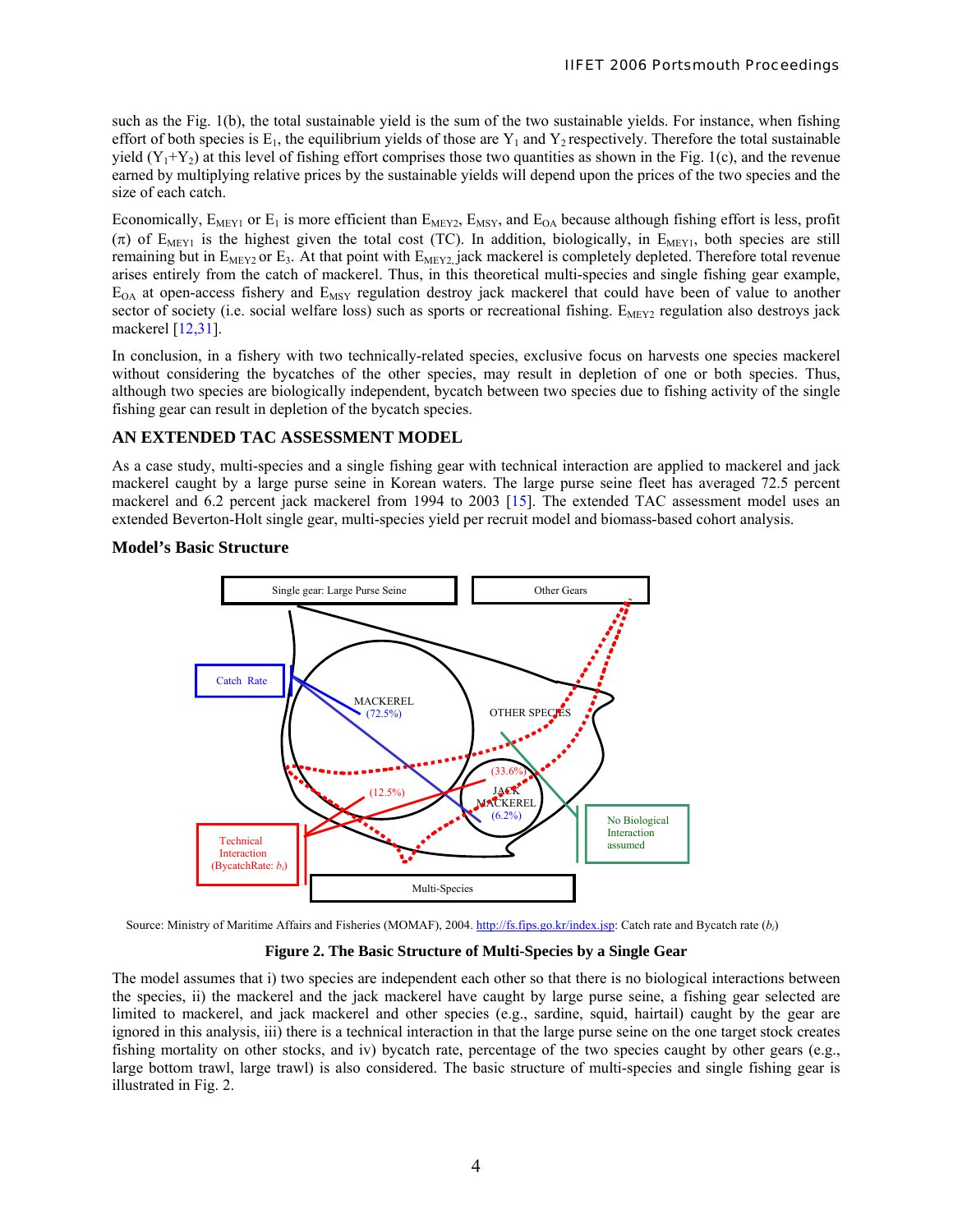such as the Fig. 1(b), the total sustainable yield is the sum of the two sustainable yields. For instance, when fishing effort of both species is $E_1$, the equilibrium yields of those are $Y_1$ and $Y_2$ respectively. Therefore the total sustainable yield ($Y_1$+$Y_2$) at this level of fishing effort comprises those two quantities as shown in the Fig. 1(c), and the revenue earned by multiplying relative prices by the sustainable yields will depend upon the prices of the two species and the size of each catch.

Economically, $E_{MEY1}$ or $E_1$ is more efficient than $E_{MEY2}$, $E_{MSY}$, and $E_{OA}$ because although fishing effort is less, profit ($\pi$) of $E_{MEY1}$ is the highest given the total cost (TC). In addition, biologically, in $E_{MEY1}$, both species are still remaining but in $E_{MEY2}$ or $E_3$. At that point with $E_{MEY2,}$ jack mackerel is completely depleted. Therefore total revenue arises entirely from the catch of mackerel. Thus, in this theoretical multi-species and single fishing gear example, $E_{OA}$ at open-access fishery and $E_{MSY}$ regulation destroy jack mackerel that could have been of value to another sector of society (i.e. social welfare loss) such as sports or recreational fishing. $E_{MEY2}$ regulation also destroys jack mackerel [12,31].

In conclusion, in a fishery with two technically-related species, exclusive focus on harvests one species mackerel without considering the bycatches of the other species, may result in depletion of one or both species. Thus, although two species are biologically independent, bycatch between two species due to fishing activity of the single fishing gear can result in depletion of the bycatch species.

## AN EXTENDED TAC ASSESSMENT MODEL

As a case study, multi-species and a single fishing gear with technical interaction are applied to mackerel and jack mackerel caught by a large purse seine in Korean waters. The large purse seine fleet has averaged 72.5 percent mackerel and 6.2 percent jack mackerel from 1994 to 2003 [15]. The extended TAC assessment model uses an extended Beverton-Holt single gear, multi-species yield per recruit model and biomass-based cohort analysis.

### Model's Basic Structure

Single gear: Large Purse Seine | Other Gears | Catch Rate | MACKEREL (72.5%) | OTHER SPECIES | (33.6%) | (12.5%) | JACK MACKEREL (6.2%) | Technical Interaction (BycatchRate: $b_i$) | No Biological Interaction assumed | Multi-Species

Source: Ministry of Maritime Affairs and Fisheries (MOMAF), 2004. http://fs.fips.go.kr/index.jsp: Catch rate and Bycatch rate ($b_i$)

**Figure 2. The Basic Structure of Multi-Species by a Single Gear**

The model assumes that i) two species are independent each other so that there is no biological interactions between the species, ii) the mackerel and the jack mackerel have caught by large purse seine, a fishing gear selected are limited to mackerel, and jack mackerel and other species (e.g., sardine, squid, hairtail) caught by the gear are ignored in this analysis, iii) there is a technical interaction in that the large purse seine on the one target stock creates fishing mortality on other stocks, and iv) bycatch rate, percentage of the two species caught by other gears (e.g., large bottom trawl, large trawl) is also considered. The basic structure of multi-species and single fishing gear is illustrated in Fig. 2.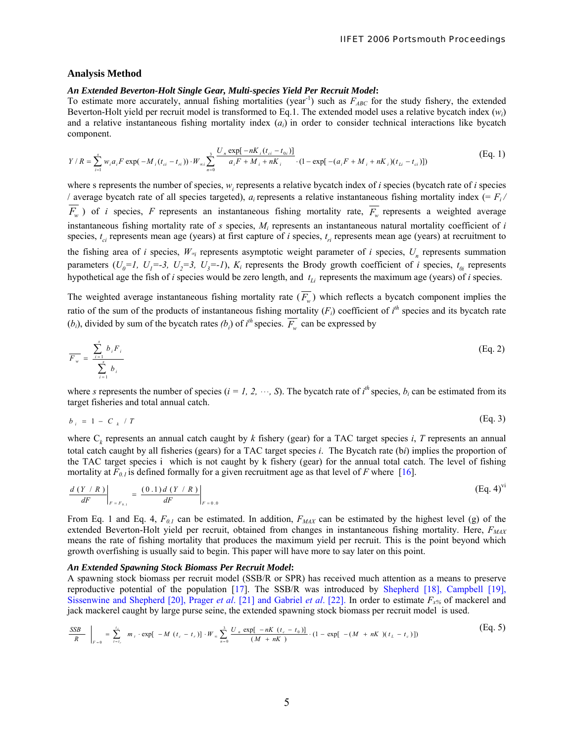## Analysis Method

### *An Extended Beverton-Holt Single Gear, Multi-species Yield Per Recruit Model***:**

To estimate more accurately, annual fishing mortalities (year$^{-1}$) such as $F_{ABC}$ for the study fishery, the extended Beverton-Holt yield per recruit model is transformed to Eq.1. The extended model uses a relative bycatch index ($w_i$) and a relative instantaneous fishing mortality index ($a_i$) in order to consider technical interactions like bycatch component.

$$Y/R = \sum_{i=1}^{s} w_i a_i F \exp(-M_i(t_{ci} - t_{ri})) \cdot W_{\infty i} \sum_{n=0}^{3} \frac{U_n \exp[-nK_i(t_{ci} - t_{0i})]}{a_i F + M_i + nK_i} \cdot (1 - \exp[-(a_i F + M_i + nK_i)(t_{Li} - t_{ci})]) \quad \text{(Eq. 1)}$$

where s represents the number of species, $w_i$ represents a relative bycatch index of $i$ species (bycatch rate of $i$ species / average bycatch rate of all species targeted), $a_i$ represents a relative instantaneous fishing mortality index ($= F_i / \overline{F_w}$) of $i$ species, $F$ represents an instantaneous fishing mortality rate, $\overline{F_w}$ represents a weighted average instantaneous fishing mortality rate of $s$ species, $M_i$ represents an instantaneous natural mortality coefficient of $i$ species, $t_{ci}$ represents mean age (years) at first capture of $i$ species, $t_{ri}$ represents mean age (years) at recruitment to the fishing area of $i$ species, $W_{\infty i}$ represents asymptotic weight parameter of $i$ species, $U_n$ represents summation parameters ($U_0=1$, $U_1=-3$, $U_2=3$, $U_3=-1$), $K_i$ represents the Brody growth coefficient of $i$ species, $t_{0i}$ represents hypothetical age the fish of $i$ species would be zero length, and $t_{Li}$ represents the maximum age (years) of $i$ species.

The weighted average instantaneous fishing mortality rate ($\overline{F_w}$) which reflects a bycatch component implies the ratio of the sum of the products of instantaneous fishing mortality ($F_i$) coefficient of $i^{th}$ species and its bycatch rate ($b_i$), divided by sum of the bycatch rates ($b_i$) of $i^{th}$ species. $\overline{F_w}$ can be expressed by

$$\overline{F_w} = \frac{\sum_{i=1}^{s} b_i F_i}{\sum_{i=1}^{s} b_i} \quad \text{(Eq. 2)}$$

where $s$ represents the number of species ($i = 1, 2, \cdots, S$). The bycatch rate of $i^{th}$ species, $b_i$ can be estimated from its target fisheries and total annual catch.

$$b_i = 1 - C_k / T \quad \text{(Eq. 3)}$$

where $C_k$ represents an annual catch caught by $k$ fishery (gear) for a TAC target species $i$, $T$ represents an annual total catch caught by all fisheries (gears) for a TAC target species $i$. The Bycatch rate ($b_i$) implies the proportion of the TAC target species i which is not caught by k fishery (gear) for the annual total catch. The level of fishing mortality at $F_{0.1}$ is defined formally for a given recruitment age as that level of $F$ where [16].

$$\left.\frac{d(Y/R)}{dF}\right|_{F=F_{0.1}} = \left.\frac{(0.1)\,d(Y/R)}{dF}\right|_{F=0.0} \quad \text{(Eq. 4)[vi]}$$

From Eq. 1 and Eq. 4, $F_{0.1}$ can be estimated. In addition, $F_{MAX}$ can be estimated by the highest level (g) of the extended Beverton-Holt yield per recruit, obtained from changes in instantaneous fishing mortality. Here, $F_{MAX}$ means the rate of fishing mortality that produces the maximum yield per recruit. This is the point beyond which growth overfishing is usually said to begin. This paper will have more to say later on this point.

### *An Extended Spawning Stock Biomass Per Recruit Model***:**

A spawning stock biomass per recruit model (SSB/R or SPR) has received much attention as a means to preserve reproductive potential of the population [17]. The SSB/R was introduced by Shepherd [18], Campbell [19], Sissenwine and Shepherd [20], Prager *et al*. [21] and Gabriel *et al*. [22]. In order to estimate $F_{x\%}$ of mackerel and jack mackerel caught by large purse seine, the extended spawning stock biomass per recruit model is used.

$$\left.\frac{SSB}{R}\right|_{F=0} = \sum_{t=t_r}^{t_L} m_t \cdot \exp[-M(t_c - t_r)] \cdot W_\infty \sum_{n=0}^{3} \frac{U_n \exp[-nK(t_c - t_0)]}{(M + nK)} \cdot (1 - \exp[-(M + nK)(t_L - t_c)]) \quad \text{(Eq. 5)}$$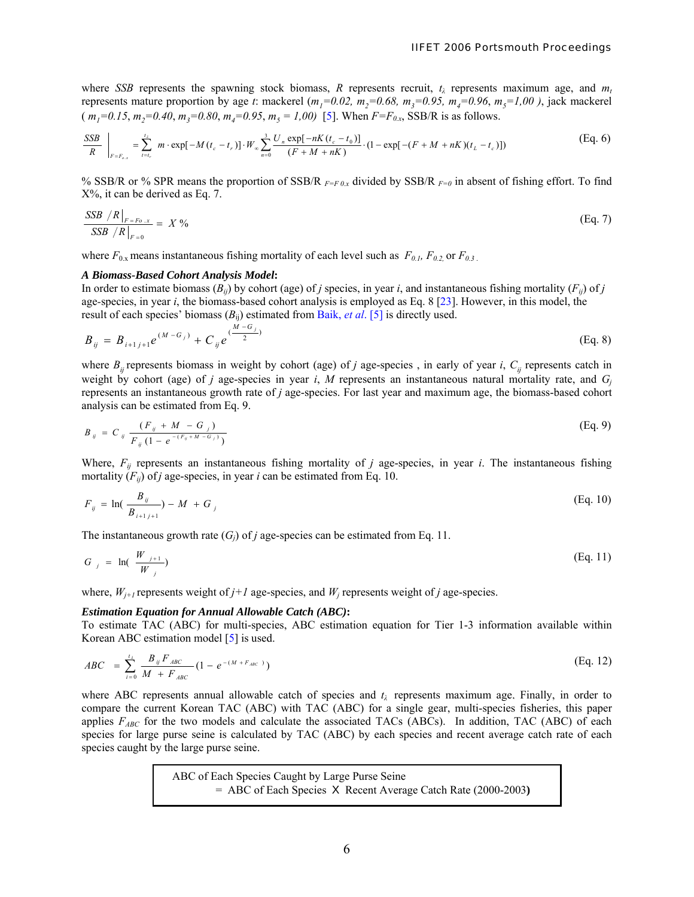where $SSB$ represents the spawning stock biomass, $R$ represents recruit, $t_\lambda$ represents maximum age, and $m_t$ represents mature proportion by age $t$: mackerel ($m_1=0.02$, $m_2=0.68$, $m_3=0.95$, $m_4=0.96$, $m_5=1{,}00$ ), jack mackerel ( $m_1=0.15$, $m_2=0.40$, $m_3=0.80$, $m_4=0.95$, $m_5 = 1{,}00$) [5]. When $F=F_{0.x}$, SSB/R is as follows.

$$\frac{SSB}{R}\Bigg|_{F=F_{0.x}} = \sum_{t=t_r}^{t_\lambda} m \cdot \exp[-M(t_c - t_r)] \cdot W_\infty \sum_{n=0}^{3} \frac{U_n \exp[-nK(t_c - t_0)]}{(F + M + nK)} \cdot (1 - \exp[-(F + M + nK)(t_L - t_c)]) \tag{Eq. 6}$$

% SSB/R or % SPR means the proportion of SSB/R $_{F=F\,0.x}$ divided by SSB/R $_{F=0}$ in absent of fishing effort. To find X%, it can be derived as Eq. 7.

$$\frac{SSB\ /R\big|_{F=F_{0.x}}}{SSB\ /R\big|_{F=0}} = X\ \% \tag{Eq. 7}$$

where $F_{0.x}$ means instantaneous fishing mortality of each level such as $F_{0.1}$, $F_{0.2}$, or $F_{0.3}$.

***A Biomass-Based Cohort Analysis Model*:**
In order to estimate biomass ($B_{ij}$) by cohort (age) of $j$ species, in year $i$, and instantaneous fishing mortality ($F_{ij}$) of $j$ age-species, in year $i$, the biomass-based cohort analysis is employed as Eq. 8 [23]. However, in this model, the result of each species' biomass ($B_{ij}$) estimated from Baik, *et al*. [5] is directly used.

$$B_{ij} = B_{i+1\,j+1} e^{(M - G_j)} + C_{ij} e^{(\frac{M - G_j}{2})} \tag{Eq. 8}$$

where $B_{ij}$ represents biomass in weight by cohort (age) of $j$ age-species , in early of year $i$, $C_{ij}$ represents catch in weight by cohort (age) of $j$ age-species in year $i$, $M$ represents an instantaneous natural mortality rate, and $G_j$ represents an instantaneous growth rate of $j$ age-species. For last year and maximum age, the biomass-based cohort analysis can be estimated from Eq. 9.

$$B_{ij} = C_{ij} \frac{(F_{ij} + M - G_j)}{F_{ij}(1 - e^{-(F_{ij} + M - G_j)})} \tag{Eq. 9}$$

Where, $F_{ij}$ represents an instantaneous fishing mortality of $j$ age-species, in year $i$. The instantaneous fishing mortality ($F_{ij}$) of $j$ age-species, in year $i$ can be estimated from Eq. 10.

$$F_{ij} = \ln(\frac{B_{ij}}{B_{i+1\,j+1}}) - M + G_j \tag{Eq. 10}$$

The instantaneous growth rate ($G_j$) of $j$ age-species can be estimated from Eq. 11.

$$G_j = \ln(\frac{W_{j+1}}{W_j}) \tag{Eq. 11}$$

where, $W_{j+1}$ represents weight of $j+1$ age-species, and $W_j$ represents weight of $j$ age-species.

***Estimation Equation for Annual Allowable Catch (ABC)*:**
To estimate TAC (ABC) for multi-species, ABC estimation equation for Tier 1-3 information available within Korean ABC estimation model [5] is used.

$$ABC = \sum_{i=0}^{t_\lambda} \frac{B_{ij} F_{ABC}}{M + F_{ABC}} (1 - e^{-(M + F_{ABC})}) \tag{Eq. 12}$$

where ABC represents annual allowable catch of species and $t_\lambda$ represents maximum age. Finally, in order to compare the current Korean TAC (ABC) with TAC (ABC) for a single gear, multi-species fisheries, this paper applies $F_{ABC}$ for the two models and calculate the associated TACs (ABCs). In addition, TAC (ABC) of each species for large purse seine is calculated by TAC (ABC) by each species and recent average catch rate of each species caught by the large purse seine.

ABC of Each Species Caught by Large Purse Seine
= ABC of Each Species X Recent Average Catch Rate (2000-2003**)**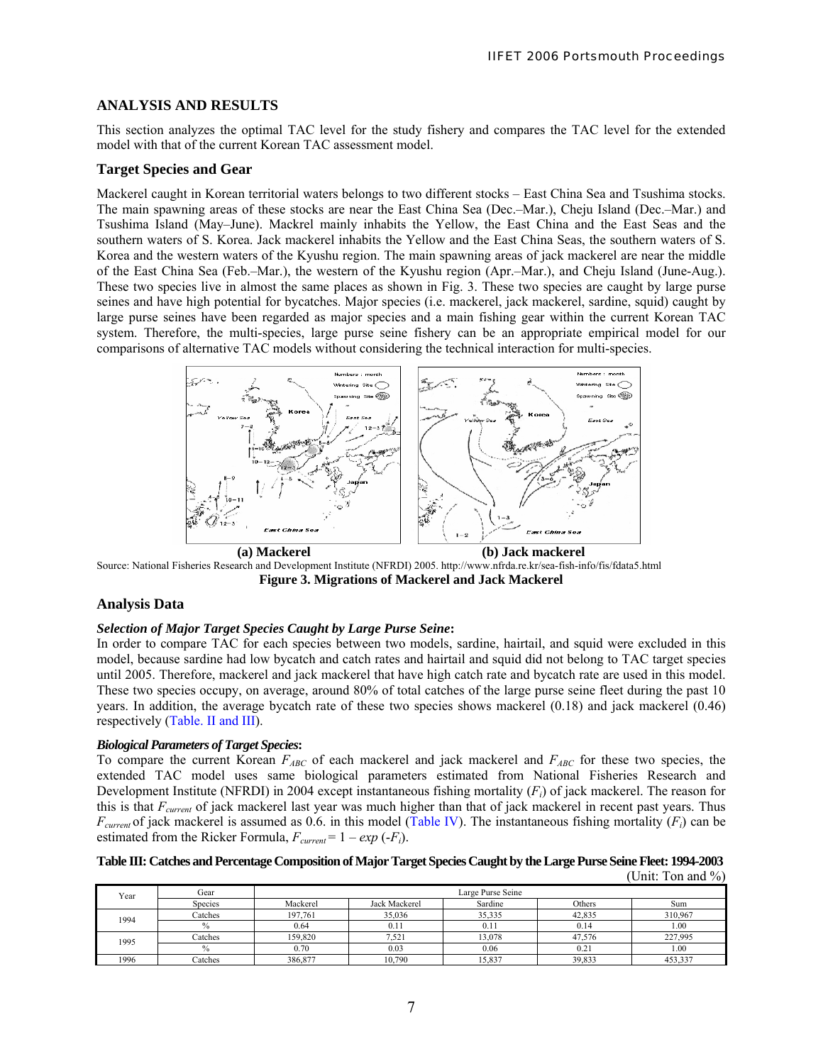## ANALYSIS AND RESULTS

This section analyzes the optimal TAC level for the study fishery and compares the TAC level for the extended model with that of the current Korean TAC assessment model.

### Target Species and Gear

Mackerel caught in Korean territorial waters belongs to two different stocks – East China Sea and Tsushima stocks. The main spawning areas of these stocks are near the East China Sea (Dec.–Mar.), Cheju Island (Dec.–Mar.) and Tsushima Island (May–June). Mackrel mainly inhabits the Yellow, the East China and the East Seas and the southern waters of S. Korea. Jack mackerel inhabits the Yellow and the East China Seas, the southern waters of S. Korea and the western waters of the Kyushu region. The main spawning areas of jack mackerel are near the middle of the East China Sea (Feb.–Mar.), the western of the Kyushu region (Apr.–Mar.), and Cheju Island (June-Aug.). These two species live in almost the same places as shown in Fig. 3. These two species are caught by large purse seines and have high potential for bycatches. Major species (i.e. mackerel, jack mackerel, sardine, squid) caught by large purse seines have been regarded as major species and a main fishing gear within the current Korean TAC system. Therefore, the multi-species, large purse seine fishery can be an appropriate empirical model for our comparisons of alternative TAC models without considering the technical interaction for multi-species.

**(a) Mackerel** **(b) Jack mackerel**

Source: National Fisheries Research and Development Institute (NFRDI) 2005. http://www.nfrda.re.kr/sea-fish-info/fis/fdata5.html

**Figure 3. Migrations of Mackerel and Jack Mackerel**

### Analysis Data

***Selection of Major Target Species Caught by Large Purse Seine*:**

In order to compare TAC for each species between two models, sardine, hairtail, and squid were excluded in this model, because sardine had low bycatch and catch rates and hairtail and squid did not belong to TAC target species until 2005. Therefore, mackerel and jack mackerel that have high catch rate and bycatch rate are used in this model. These two species occupy, on average, around 80% of total catches of the large purse seine fleet during the past 10 years. In addition, the average bycatch rate of these two species shows mackerel (0.18) and jack mackerel (0.46) respectively (Table. II and III).

***Biological Parameters of Target Species*:**

To compare the current Korean $F_{ABC}$ of each mackerel and jack mackerel and $F_{ABC}$ for these two species, the extended TAC model uses same biological parameters estimated from National Fisheries Research and Development Institute (NFRDI) in 2004 except instantaneous fishing mortality ($F_i$) of jack mackerel. The reason for this is that $F_{current}$ of jack mackerel last year was much higher than that of jack mackerel in recent past years. Thus $F_{current}$ of jack mackerel is assumed as 0.6. in this model (Table IV). The instantaneous fishing mortality ($F_i$) can be estimated from the Ricker Formula, $F_{current} = 1 - exp(-F_i)$.

**Table III: Catches and Percentage Composition of Major Target Species Caught by the Large Purse Seine Fleet: 1994-2003**

(Unit: Ton and %)

| Year | Gear | Large Purse Seine | | | | |
|---|---|---|---|---|---|---|
| | Species | Mackerel | Jack Mackerel | Sardine | Others | Sum |
| 1994 | Catches | 197,761 | 35,036 | 35,335 | 42,835 | 310,967 |
| | % | 0.64 | 0.11 | 0.11 | 0.14 | 1.00 |
| 1995 | Catches | 159,820 | 7,521 | 13,078 | 47,576 | 227,995 |
| | % | 0.70 | 0.03 | 0.06 | 0.21 | 1.00 |
| 1996 | Catches | 386,877 | 10,790 | 15,837 | 39,833 | 453,337 |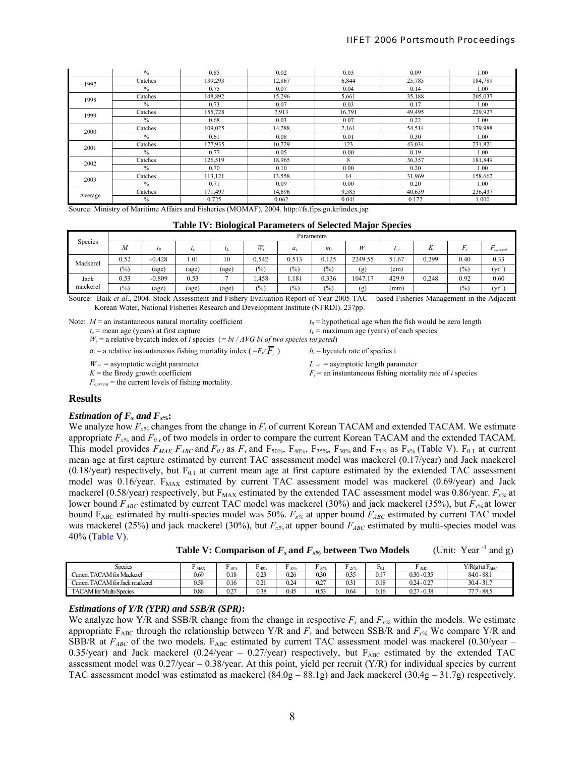| | | | | | | |
|---|---|---|---|---|---|---|
| | % | 0.85 | 0.02 | 0.03 | 0.09 | 1.00 |
| 1997 | Catches | 139,293 | 12,867 | 6,844 | 25,785 | 184,789 |
| | % | 0.75 | 0.07 | 0.04 | 0.14 | 1.00 |
| 1998 | Catches | 148,892 | 15,296 | 5,661 | 35,188 | 205,037 |
| | % | 0.73 | 0.07 | 0.03 | 0.17 | 1.00 |
| 1999 | Catches | 155,728 | 7,913 | 16,791 | 49,495 | 229,927 |
| | % | 0.68 | 0.03 | 0.07 | 0.22 | 1.00 |
| 2000 | Catches | 109,025 | 14,288 | 2,161 | 54,514 | 179,988 |
| | % | 0.61 | 0.08 | 0.01 | 0.30 | 1.00 |
| 2001 | Catches | 177,935 | 10,729 | 123 | 43,034 | 231,821 |
| | % | 0.77 | 0.05 | 0.00 | 0.19 | 1.00 |
| 2002 | Catches | 126,519 | 18,965 | 8 | 36,357 | 181,849 |
| | % | 0.70 | 0.10 | 0.00 | 0.20 | 1.00 |
| 2003 | Catches | 113,121 | 13,558 | 14 | 31,969 | 158,662 |
| | % | 0.71 | 0.09 | 0.00 | 0.20 | 1.00 |
| Average | Catches | 171,497 | 14,696 | 9,585 | 40,659 | 236,437 |
| | % | 0.725 | 0.062 | 0.041 | 0.172 | 1.000 |

Source: Ministry of Maritime Affairs and Fisheries (MOMAF), 2004. http://fs.fips.go.kr/index.jsp

**Table IV: Biological Parameters of Selected Major Species**

| Species | Parameters | | | | | | | | | | | |
|---|---|---|---|---|---|---|---|---|---|---|---|---|
| | $M$ | $t_0$ | $t_c$ | $t_L$ | $W_i$ | $a_i$ | $m_i$ | $W_\infty$ | $L_\infty$ | $K$ | $F_i$ | $F_{current}$ |
| Mackerel | 0.52 | -0.428 | 1.01 | 10 | 0.542 | 0.513 | 0.125 | 2249.55 | 51.67 | 0.299 | 0.40 | 0.33 |
| | (%) | (age) | (age) | (age) | (%) | (%) | (%) | (g) | (cm) | | (%) | (yr$^{-1}$) |
| Jack mackerel | 0.53 | -0.809 | 0.53 | 7 | 1.458 | 1.181 | 0.336 | 1047.17 | 429.9 | 0.248 | 0.92 | 0.60 |
| | (%) | (age) | (age) | (age) | (%) | (%) | (%) | (g) | (mm) | | (%) | (yr$^{-1}$) |

Source: Baik *et al*., 2004. Stock Assessment and Fishery Evaluation Report of Year 2005 TAC – based Fisheries Management in the Adjacent Korean Water, National Fisheries Research and Development Institute (NFRDI). 237pp.

Note: $M$ = an instantaneous natural mortality coefficient
$t_0$ = hypothetical age when the fish would be zero length
$t_c$ = mean age (years) at first capture
$t_L$ = maximum age (years) of each species
$W_i$ = a relative bycatch index of *i* species (= *bi / AVG bi of two species targeted*)
$a_i$ = a relative instantaneous fishing mortality index ( $=F_i/\overline{F_i}$ )
$b_i$ = bycatch rate of species i
$W_\infty$ = asymptotic weight parameter
$L_\infty$ = asymptotic length parameter
$K$ = the Brody growth coefficient
$F_i$ = an instantaneous fishing mortality rate of *i* species
$F_{current}$ = the current levels of fishing mortality.

## Results

### *Estimation of $F_x$ and $F_{x\%}$*:

We analyze how $F_{x\%}$ changes from the change in $F_i$ of current Korean TACAM and extended TACAM. We estimate appropriate $F_{x\%}$ and $F_{0.x}$ of two models in order to compare the current Korean TACAM and the extended TACAM. This model provides $F_{MAX}$, $F_{ABC}$ and $F_{0.1}$ as $F_x$ and $F_{50\%}$, $F_{40\%}$, $F_{35\%}$, $F_{30\%}$ and $F_{25\%}$ as $F_{x\%}$ (Table V). $F_{0.1}$ at current mean age at first capture estimated by current TAC assessment model was mackerel (0.17/year) and Jack mackerel (0.18/year) respectively, but $F_{0.1}$ at current mean age at first capture estimated by the extended TAC assessment model was 0.16/year. $F_{MAX}$ estimated by current TAC assessment model was mackerel (0.69/year) and Jack mackerel (0.58/year) respectively, but $F_{MAX}$ estimated by the extended TAC assessment model was 0.86/year. $F_{x\%}$ at lower bound $F_{ABC}$ estimated by current TAC model was mackerel (30%) and jack mackerel (35%), but $F_{x\%}$ at lower bound $F_{ABC}$ estimated by multi-species model was 50%. $F_{x\%}$ at upper bound $F_{ABC}$ estimated by current TAC model was mackerel (25%) and jack mackerel (30%), but $F_{x\%}$ at upper bound $F_{ABC}$ estimated by multi-species model was 40% (Table V).

**Table V: Comparison of $F_x$ and $F_{x\%}$ between Two Models** (Unit: Year$^{-1}$ and g)

| Species | $F_{MAX}$ | $F_{50\%}$ | $F_{40\%}$ | $F_{35\%}$ | $F_{30\%}$ | $F_{25\%}$ | $F_{0.1}$ | $F_{ABC}$ | Y/R(g) at $F_{ABC}$ |
|---|---|---|---|---|---|---|---|---|---|
| Current TACAM for Mackerel | 0.69 | 0.18 | 0.23 | 0.26 | 0.30 | 0.35 | 0.17 | 0.30 - 0.35 | 84.0 - 88.1 |
| Current TACAM for Jack mackerel | 0.58 | 0.16 | 0.21 | 0.24 | 0.27 | 0.31 | 0.18 | 0.24 - 0.27 | 30.4 - 31.7 |
| TACAM for Multi-Species | 0.86 | 0.27 | 0.38 | 0.45 | 0.53 | 0.64 | 0.16 | 0.27 - 0.38 | 77.7 - 88.5 |

### *Estimations of Y/R (YPR) and SSB/R (SPR)*:

We analyze how Y/R and SSB/R change from the change in respective $F_x$ and $F_{x\%}$ within the models. We estimate appropriate $F_{ABC}$ through the relationship between Y/R and $F_x$ and between SSB/R and $F_{x\%}$. We compare Y/R and SBB/R at $F_{ABC}$ of the two models. $F_{ABC}$ estimated by current TAC assessment model was mackerel (0.30/year – 0.35/year) and Jack mackerel (0.24/year – 0.27/year) respectively, but $F_{ABC}$ estimated by the extended TAC assessment model was 0.27/year – 0.38/year. At this point, yield per recruit (Y/R) for individual species by current TAC assessment model was estimated as mackerel (84.0g – 88.1g) and Jack mackerel (30.4g – 31.7g) respectively.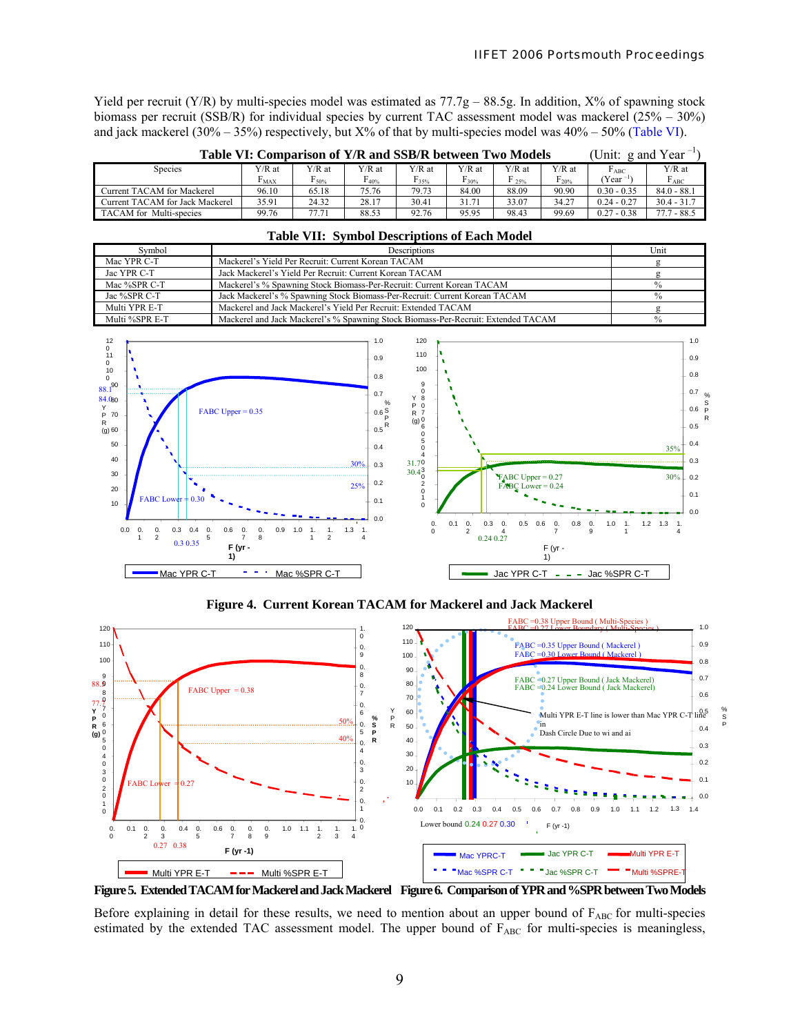Yield per recruit (Y/R) by multi-species model was estimated as 77.7g – 88.5g. In addition, X% of spawning stock biomass per recruit (SSB/R) for individual species by current TAC assessment model was mackerel (25% – 30%) and jack mackerel (30% – 35%) respectively, but X% of that by multi-species model was 40% – 50% (Table VI).

**Table VI: Comparison of Y/R and SSB/R between Two Models** (Unit: g and Year $^{-1}$)

| Species | Y/R at $F_{MAX}$ | Y/R at $F_{50\%}$ | Y/R at $F_{40\%}$ | Y/R at $F_{35\%}$ | Y/R at $F_{30\%}$ | Y/R at $F_{25\%}$ | Y/R at $F_{20\%}$ | $F_{ABC}$ (Year $^{-1}$) | Y/R at $F_{ABC}$ |
|---|---|---|---|---|---|---|---|---|---|
| Current TACAM for Mackerel | 96.10 | 65.18 | 75.76 | 79.73 | 84.00 | 88.09 | 90.90 | 0.30 - 0.35 | 84.0 - 88.1 |
| Current TACAM for Jack Mackerel | 35.91 | 24.32 | 28.17 | 30.41 | 31.71 | 33.07 | 34.27 | 0.24 - 0.27 | 30.4 - 31.7 |
| TACAM for Multi-species | 99.76 | 77.71 | 88.53 | 92.76 | 95.95 | 98.43 | 99.69 | 0.27 - 0.38 | 77.7 - 88.5 |

**Table VII: Symbol Descriptions of Each Model**

| Symbol | Descriptions | Unit |
|---|---|---|
| Mac YPR C-T | Mackerel's Yield Per Recruit: Current Korean TACAM | g |
| Jac YPR C-T | Jack Mackerel's Yield Per Recruit: Current Korean TACAM | g |
| Mac %SPR C-T | Mackerel's % Spawning Stock Biomass-Per-Recruit: Current Korean TACAM | % |
| Jac %SPR C-T | Jack Mackerel's % Spawning Stock Biomass-Per-Recruit: Current Korean TACAM | % |
| Multi YPR E-T | Mackerel and Jack Mackerel's Yield Per Recruit: Extended TACAM | g |
| Multi %SPR E-T | Mackerel and Jack Mackerel's % Spawning Stock Biomass-Per-Recruit: Extended TACAM | % |

**Figure 4. Current Korean TACAM for Mackerel and Jack Mackerel**

**Figure 5. Extended TACAM for Mackerel and Jack Mackerel** **Figure 6. Comparison of YPR and %SPR between Two Models**

Before explaining in detail for these results, we need to mention about an upper bound of $F_{ABC}$ for multi-species estimated by the extended TAC assessment model. The upper bound of $F_{ABC}$ for multi-species is meaningless,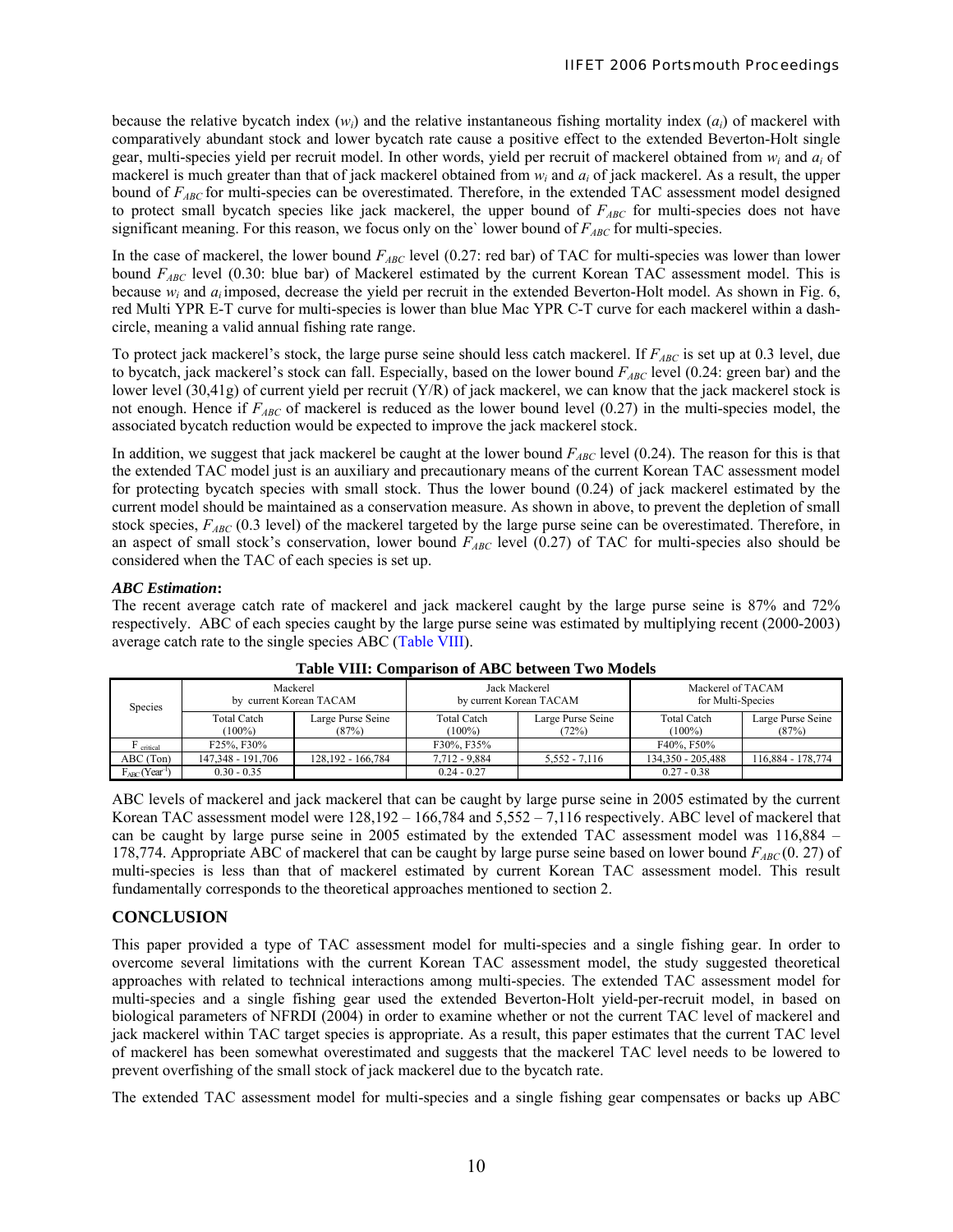because the relative bycatch index ($w_i$) and the relative instantaneous fishing mortality index ($a_i$) of mackerel with comparatively abundant stock and lower bycatch rate cause a positive effect to the extended Beverton-Holt single gear, multi-species yield per recruit model. In other words, yield per recruit of mackerel obtained from $w_i$ and $a_i$ of mackerel is much greater than that of jack mackerel obtained from $w_i$ and $a_i$ of jack mackerel. As a result, the upper bound of $F_{ABC}$ for multi-species can be overestimated. Therefore, in the extended TAC assessment model designed to protect small bycatch species like jack mackerel, the upper bound of $F_{ABC}$ for multi-species does not have significant meaning. For this reason, we focus only on the` lower bound of $F_{ABC}$ for multi-species.

In the case of mackerel, the lower bound $F_{ABC}$ level (0.27: red bar) of TAC for multi-species was lower than lower bound $F_{ABC}$ level (0.30: blue bar) of Mackerel estimated by the current Korean TAC assessment model. This is because $w_i$ and $a_i$ imposed, decrease the yield per recruit in the extended Beverton-Holt model. As shown in Fig. 6, red Multi YPR E-T curve for multi-species is lower than blue Mac YPR C-T curve for each mackerel within a dash-circle, meaning a valid annual fishing rate range.

To protect jack mackerel's stock, the large purse seine should less catch mackerel. If $F_{ABC}$ is set up at 0.3 level, due to bycatch, jack mackerel's stock can fall. Especially, based on the lower bound $F_{ABC}$ level (0.24: green bar) and the lower level (30,41g) of current yield per recruit (Y/R) of jack mackerel, we can know that the jack mackerel stock is not enough. Hence if $F_{ABC}$ of mackerel is reduced as the lower bound level (0.27) in the multi-species model, the associated bycatch reduction would be expected to improve the jack mackerel stock.

In addition, we suggest that jack mackerel be caught at the lower bound $F_{ABC}$ level (0.24). The reason for this is that the extended TAC model just is an auxiliary and precautionary means of the current Korean TAC assessment model for protecting bycatch species with small stock. Thus the lower bound (0.24) of jack mackerel estimated by the current model should be maintained as a conservation measure. As shown in above, to prevent the depletion of small stock species, $F_{ABC}$ (0.3 level) of the mackerel targeted by the large purse seine can be overestimated. Therefore, in an aspect of small stock's conservation, lower bound $F_{ABC}$ level (0.27) of TAC for multi-species also should be considered when the TAC of each species is set up.

***ABC Estimation*:**
The recent average catch rate of mackerel and jack mackerel caught by the large purse seine is 87% and 72% respectively. ABC of each species caught by the large purse seine was estimated by multiplying recent (2000-2003) average catch rate to the single species ABC (Table VIII).

**Table VIII: Comparison of ABC between Two Models**

| Species | Mackerel by current Korean TACAM | | Jack Mackerel by current Korean TACAM | | Mackerel of TACAM for Multi-Species | |
|---|---|---|---|---|---|---|
| | Total Catch (100%) | Large Purse Seine (87%) | Total Catch (100%) | Large Purse Seine (72%) | Total Catch (100%) | Large Purse Seine (87%) |
| $F_{critical}$ | F25%, F30% | | F30%, F35% | | F40%, F50% | |
| ABC (Ton) | 147,348 - 191,706 | 128,192 - 166,784 | 7,712 - 9,884 | 5,552 - 7,116 | 134,350 - 205,488 | 116,884 - 178,774 |
| $F_{ABC}$ (Year$^{-1}$) | 0.30 - 0.35 | | 0.24 - 0.27 | | 0.27 - 0.38 | |

ABC levels of mackerel and jack mackerel that can be caught by large purse seine in 2005 estimated by the current Korean TAC assessment model were 128,192 – 166,784 and 5,552 – 7,116 respectively. ABC level of mackerel that can be caught by large purse seine in 2005 estimated by the extended TAC assessment model was 116,884 – 178,774. Appropriate ABC of mackerel that can be caught by large purse seine based on lower bound $F_{ABC}$ (0. 27) of multi-species is less than that of mackerel estimated by current Korean TAC assessment model. This result fundamentally corresponds to the theoretical approaches mentioned to section 2.

## CONCLUSION

This paper provided a type of TAC assessment model for multi-species and a single fishing gear. In order to overcome several limitations with the current Korean TAC assessment model, the study suggested theoretical approaches with related to technical interactions among multi-species. The extended TAC assessment model for multi-species and a single fishing gear used the extended Beverton-Holt yield-per-recruit model, in based on biological parameters of NFRDI (2004) in order to examine whether or not the current TAC level of mackerel and jack mackerel within TAC target species is appropriate. As a result, this paper estimates that the current TAC level of mackerel has been somewhat overestimated and suggests that the mackerel TAC level needs to be lowered to prevent overfishing of the small stock of jack mackerel due to the bycatch rate.

The extended TAC assessment model for multi-species and a single fishing gear compensates or backs up ABC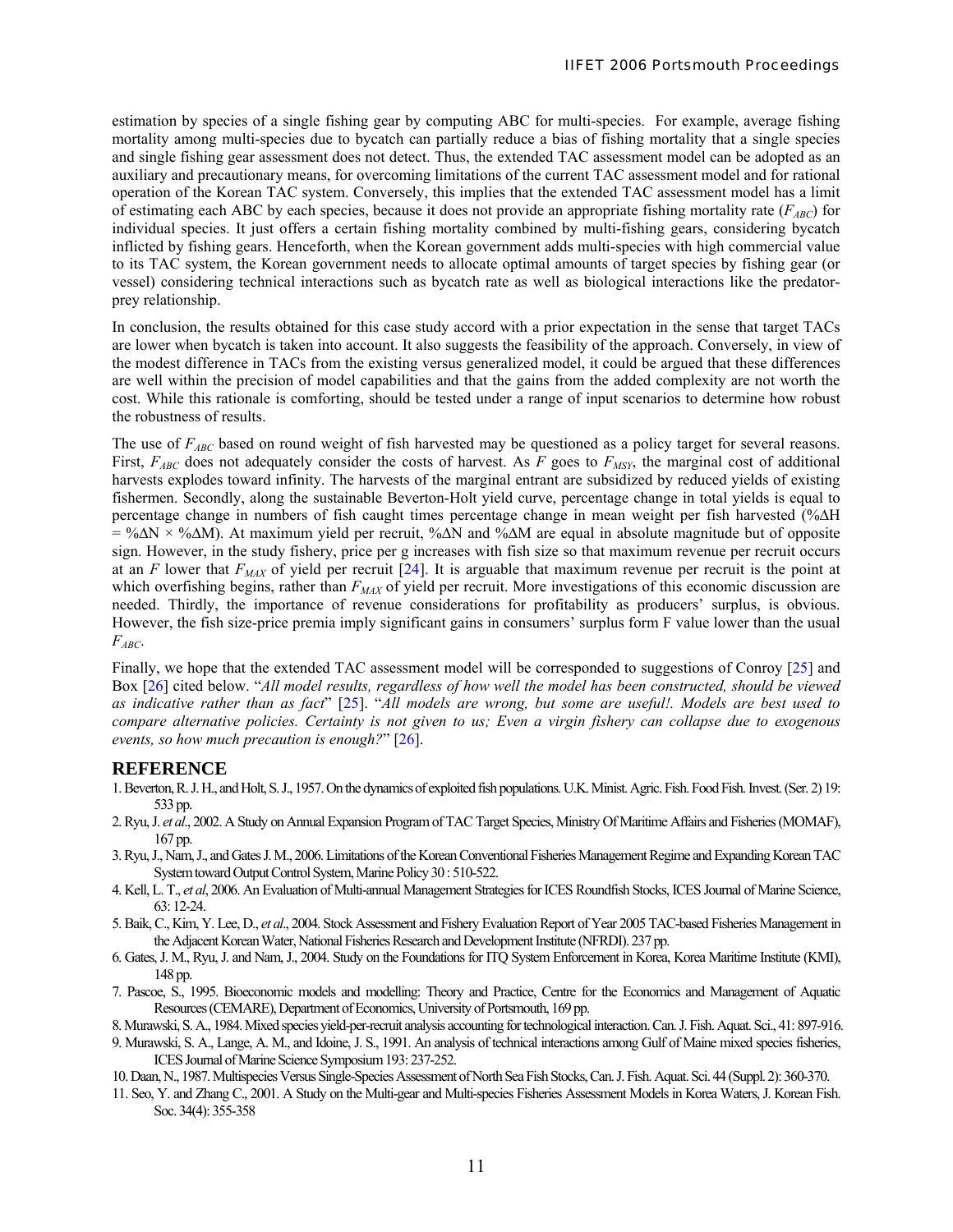estimation by species of a single fishing gear by computing ABC for multi-species. For example, average fishing mortality among multi-species due to bycatch can partially reduce a bias of fishing mortality that a single species and single fishing gear assessment does not detect. Thus, the extended TAC assessment model can be adopted as an auxiliary and precautionary means, for overcoming limitations of the current TAC assessment model and for rational operation of the Korean TAC system. Conversely, this implies that the extended TAC assessment model has a limit of estimating each ABC by each species, because it does not provide an appropriate fishing mortality rate ($F_{ABC}$) for individual species. It just offers a certain fishing mortality combined by multi-fishing gears, considering bycatch inflicted by fishing gears. Henceforth, when the Korean government adds multi-species with high commercial value to its TAC system, the Korean government needs to allocate optimal amounts of target species by fishing gear (or vessel) considering technical interactions such as bycatch rate as well as biological interactions like the predator-prey relationship.

In conclusion, the results obtained for this case study accord with a prior expectation in the sense that target TACs are lower when bycatch is taken into account. It also suggests the feasibility of the approach. Conversely, in view of the modest difference in TACs from the existing versus generalized model, it could be argued that these differences are well within the precision of model capabilities and that the gains from the added complexity are not worth the cost. While this rationale is comforting, should be tested under a range of input scenarios to determine how robust the robustness of results.

The use of $F_{ABC}$ based on round weight of fish harvested may be questioned as a policy target for several reasons. First, $F_{ABC}$ does not adequately consider the costs of harvest. As $F$ goes to $F_{MSY}$, the marginal cost of additional harvests explodes toward infinity. The harvests of the marginal entrant are subsidized by reduced yields of existing fishermen. Secondly, along the sustainable Beverton-Holt yield curve, percentage change in total yields is equal to percentage change in numbers of fish caught times percentage change in mean weight per fish harvested ($\%\Delta H = \%\Delta N \times \%\Delta M$). At maximum yield per recruit, $\%\Delta N$ and $\%\Delta M$ are equal in absolute magnitude but of opposite sign. However, in the study fishery, price per g increases with fish size so that maximum revenue per recruit occurs at an $F$ lower that $F_{MAX}$ of yield per recruit [24]. It is arguable that maximum revenue per recruit is the point at which overfishing begins, rather than $F_{MAX}$ of yield per recruit. More investigations of this economic discussion are needed. Thirdly, the importance of revenue considerations for profitability as producers' surplus, is obvious. However, the fish size-price premia imply significant gains in consumers' surplus form F value lower than the usual $F_{ABC}$.

Finally, we hope that the extended TAC assessment model will be corresponded to suggestions of Conroy [25] and Box [26] cited below. "*All model results, regardless of how well the model has been constructed, should be viewed as indicative rather than as fact*" [25]. "*All models are wrong, but some are useful!. Models are best used to compare alternative policies. Certainty is not given to us; Even a virgin fishery can collapse due to exogenous events, so how much precaution is enough?*" [26].

## REFERENCE

1. Beverton, R. J. H., and Holt, S. J., 1957. On the dynamics of exploited fish populations. U.K. Minist. Agric. Fish. Food Fish. Invest. (Ser. 2) 19: 533 pp.
2. Ryu, J. *et al*., 2002. A Study on Annual Expansion Program of TAC Target Species, Ministry Of Maritime Affairs and Fisheries (MOMAF), 167 pp.
3. Ryu, J., Nam, J., and Gates J. M., 2006. Limitations of the Korean Conventional Fisheries Management Regime and Expanding Korean TAC System toward Output Control System, Marine Policy 30 : 510-522.
4. Kell, L. T., *et al*, 2006. An Evaluation of Multi-annual Management Strategies for ICES Roundfish Stocks, ICES Journal of Marine Science, 63: 12-24.
5. Baik, C., Kim, Y. Lee, D., *et al*., 2004. Stock Assessment and Fishery Evaluation Report of Year 2005 TAC-based Fisheries Management in the Adjacent Korean Water, National Fisheries Research and Development Institute (NFRDI). 237 pp.
6. Gates, J. M., Ryu, J. and Nam, J., 2004. Study on the Foundations for ITQ System Enforcement in Korea, Korea Maritime Institute (KMI), 148 pp.
7. Pascoe, S., 1995. Bioeconomic models and modelling: Theory and Practice, Centre for the Economics and Management of Aquatic Resources (CEMARE), Department of Economics, University of Portsmouth, 169 pp.
8. Murawski, S. A., 1984. Mixed species yield-per-recruit analysis accounting for technological interaction. Can. J. Fish. Aquat. Sci., 41: 897-916.
9. Murawski, S. A., Lange, A. M., and Idoine, J. S., 1991. An analysis of technical interactions among Gulf of Maine mixed species fisheries, ICES Journal of Marine Science Symposium 193: 237-252.
10. Daan, N., 1987. Multispecies Versus Single-Species Assessment of North Sea Fish Stocks, Can. J. Fish. Aquat. Sci. 44 (Suppl. 2): 360-370.
11. Seo, Y. and Zhang C., 2001. A Study on the Multi-gear and Multi-species Fisheries Assessment Models in Korea Waters, J. Korean Fish. Soc. 34(4): 355-358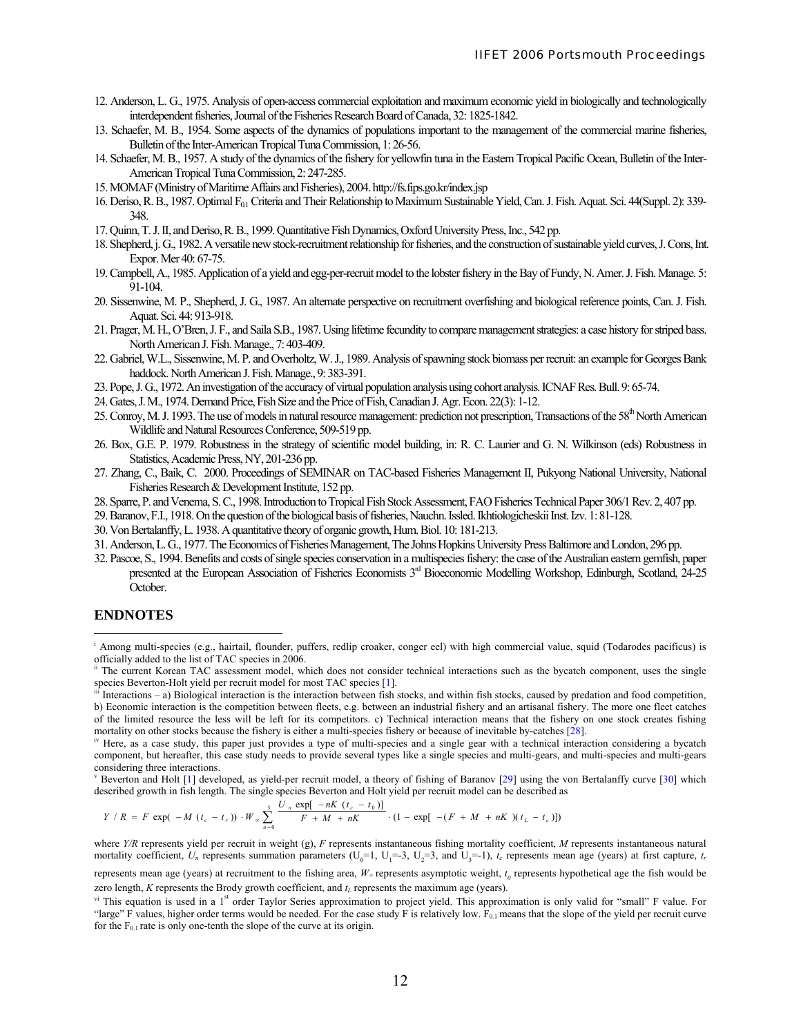12. Anderson, L. G., 1975. Analysis of open-access commercial exploitation and maximum economic yield in biologically and technologically interdependent fisheries, Journal of the Fisheries Research Board of Canada, 32: 1825-1842.
13. Schaefer, M. B., 1954. Some aspects of the dynamics of populations important to the management of the commercial marine fisheries, Bulletin of the Inter-American Tropical Tuna Commission, 1: 26-56.
14. Schaefer, M. B., 1957. A study of the dynamics of the fishery for yellowfin tuna in the Eastern Tropical Pacific Ocean, Bulletin of the Inter-American Tropical Tuna Commission, 2: 247-285.
15. MOMAF (Ministry of Maritime Affairs and Fisheries), 2004. http://fs.fips.go.kr/index.jsp
16. Deriso, R. B., 1987. Optimal $F_{0.1}$ Criteria and Their Relationship to Maximum Sustainable Yield, Can. J. Fish. Aquat. Sci. 44(Suppl. 2): 339-348.
17. Quinn, T. J. II, and Deriso, R. B., 1999. Quantitative Fish Dynamics, Oxford University Press, Inc., 542 pp.
18. Shepherd, j. G., 1982. A versatile new stock-recruitment relationship for fisheries, and the construction of sustainable yield curves, J. Cons, Int. Expor. Mer 40: 67-75.
19. Campbell, A., 1985. Application of a yield and egg-per-recruit model to the lobster fishery in the Bay of Fundy, N. Amer. J. Fish. Manage. 5: 91-104.
20. Sissenwine, M. P., Shepherd, J. G., 1987. An alternate perspective on recruitment overfishing and biological reference points, Can. J. Fish. Aquat. Sci. 44: 913-918.
21. Prager, M. H., O'Bren, J. F., and Saila S.B., 1987. Using lifetime fecundity to compare management strategies: a case history for striped bass. North American J. Fish. Manage., 7: 403-409.
22. Gabriel, W.L., Sissenwine, M. P. and Overholtz, W. J., 1989. Analysis of spawning stock biomass per recruit: an example for Georges Bank haddock. North American J. Fish. Manage., 9: 383-391.
23. Pope, J. G., 1972. An investigation of the accuracy of virtual population analysis using cohort analysis. ICNAF Res. Bull. 9: 65-74.
24. Gates, J. M., 1974. Demand Price, Fish Size and the Price of Fish, Canadian J. Agr. Econ. 22(3): 1-12.
25. Conroy, M. J. 1993. The use of models in natural resource management: prediction not prescription, Transactions of the 58th North American Wildlife and Natural Resources Conference, 509-519 pp.
26. Box, G.E. P. 1979. Robustness in the strategy of scientific model building, in: R. C. Laurier and G. N. Wilkinson (eds) Robustness in Statistics, Academic Press, NY, 201-236 pp.
27. Zhang, C., Baik, C. 2000. Proceedings of SEMINAR on TAC-based Fisheries Management II, Pukyong National University, National Fisheries Research & Development Institute, 152 pp.
28. Sparre, P. and Venema, S. C., 1998. Introduction to Tropical Fish Stock Assessment, FAO Fisheries Technical Paper 306/1 Rev. 2, 407 pp.
29. Baranov, F.I., 1918. On the question of the biological basis of fisheries, Nauchn. Issled. Ikhtiologicheskii Inst. Izv. 1: 81-128.
30. Von Bertalanffy, L. 1938. A quantitative theory of organic growth, Hum. Biol. 10: 181-213.
31. Anderson, L. G., 1977. The Economics of Fisheries Management, The Johns Hopkins University Press Baltimore and London, 296 pp.
32. Pascoe, S., 1994. Benefits and costs of single species conservation in a multispecies fishery: the case of the Australian eastern gemfish, paper presented at the European Association of Fisheries Economists 3rd Bioeconomic Modelling Workshop, Edinburgh, Scotland, 24-25 October.

## ENDNOTES

[i] Among multi-species (e.g., hairtail, flounder, puffers, redlip croaker, conger eel) with high commercial value, squid (Todarodes pacificus) is officially added to the list of TAC species in 2006.

[ii] The current Korean TAC assessment model, which does not consider technical interactions such as the bycatch component, uses the single species Beverton-Holt yield per recruit model for most TAC species [1].

[iii] Interactions – a) Biological interaction is the interaction between fish stocks, and within fish stocks, caused by predation and food competition, b) Economic interaction is the competition between fleets, e.g. between an industrial fishery and an artisanal fishery. The more one fleet catches of the limited resource the less will be left for its competitors. c) Technical interaction means that the fishery on one stock creates fishing mortality on other stocks because the fishery is either a multi-species fishery or because of inevitable by-catches [28].

[iv] Here, as a case study, this paper just provides a type of multi-species and a single gear with a technical interaction considering a bycatch component, but hereafter, this case study needs to provide several types like a single species and multi-gears, and multi-species and multi-gears considering three interactions.

[v] Beverton and Holt [1] developed, as yield-per recruit model, a theory of fishing of Baranov [29] using the von Bertalanffy curve [30] which described growth in fish length. The single species Beverton and Holt yield per recruit model can be described as

$$Y/R = F\exp(-M(t_c - t_r)) \cdot W_\infty \sum_{n=0}^{3} \frac{U_n \exp[-nK(t_c - t_0)]}{F + M + nK} \cdot (1 - \exp[-(F + M + nK)(t_L - t_c)])$$

where $Y/R$ represents yield per recruit in weight (g), $F$ represents instantaneous fishing mortality coefficient, $M$ represents instantaneous natural mortality coefficient, $U_n$ represents summation parameters ($U_0=1$, $U_1=-3$, $U_2=3$, and $U_3=-1$), $t_c$ represents mean age (years) at first capture, $t_r$ represents mean age (years) at recruitment to the fishing area, $W_\infty$ represents asymptotic weight, $t_0$ represents hypothetical age the fish would be zero length, $K$ represents the Brody growth coefficient, and $t_L$ represents the maximum age (years).

[vi] This equation is used in a 1st order Taylor Series approximation to project yield. This approximation is only valid for "small" F value. For "large" F values, higher order terms would be needed. For the case study F is relatively low. $F_{0.1}$ means that the slope of the yield per recruit curve for the $F_{0.1}$ rate is only one-tenth the slope of the curve at its origin.